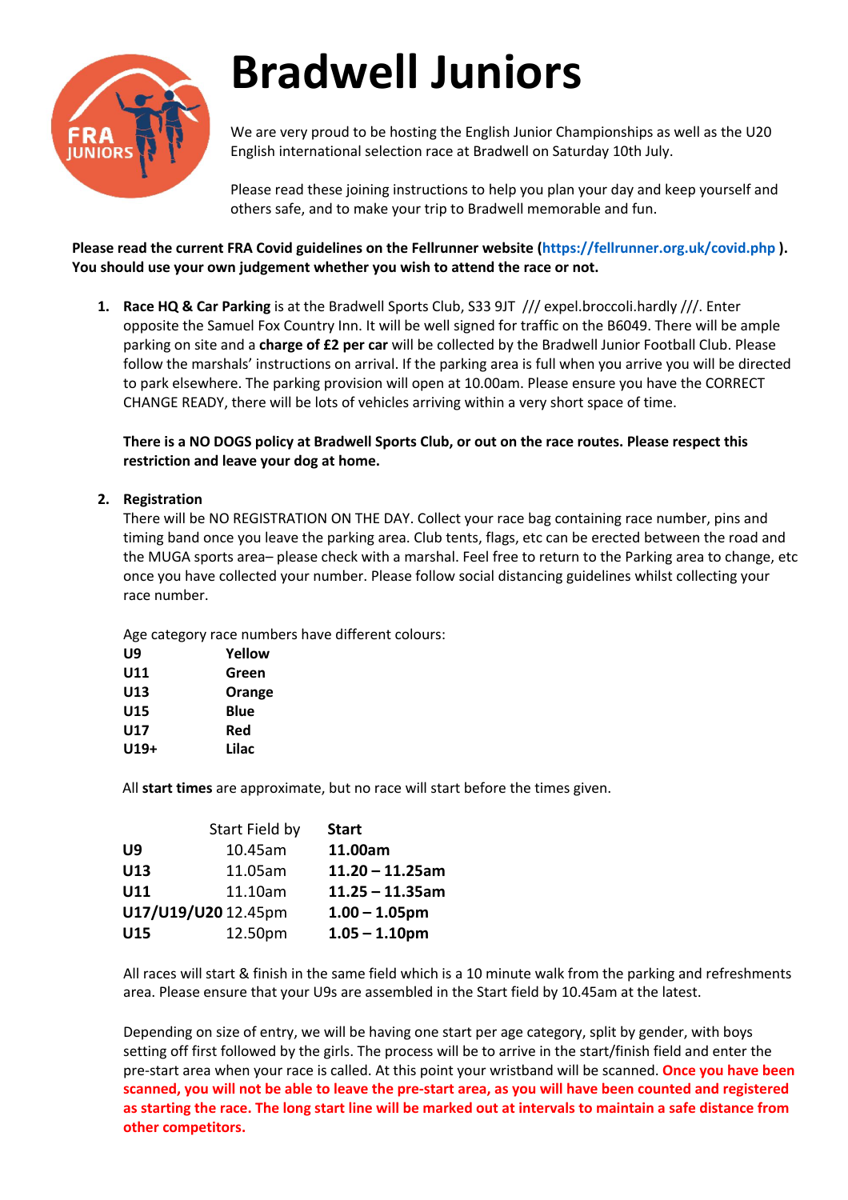# Bradwell Juniors

We are very proud to be hosting the English Junior Championships as well as the U20 English international selection race at Bradwell on Saturday 10th July.

Please read these joining instructions to help you plan your day and keep yourself and others safe, and to make your trip to Bradwell memorable and fun.

**Please read the current FRA Covid guidelines on the Fellrunner website (https://fellrunner.org.uk/covid.php ). You should use your own judgement whether you wish to attend the race or not.**

1. **Race HQ & Car Parking** is at the Bradwell Sports Club, S33 9JT /// expel.broccoli.hardly ///. Enter opposite the Samuel Fox Country Inn. It will be well signed for traffic on the B6049. There will be ample parking on site and a **charge of £2 per car** will be collected by the Bradwell Junior Football Club. Please follow the marshals' instructions on arrival. If the parking area is full when you arrive you will be directed to park elsewhere. The parking provision will open at 10.00am. Please ensure you have the CORRECT CHANGE READY, there will be lots of vehicles arriving within a very short space of time.

   **There is a NO DOGS policy at Bradwell Sports Club, or out on the race routes. Please respect this restriction and leave your dog at home.**

2. **Registration**
   There will be NO REGISTRATION ON THE DAY. Collect your race bag containing race number, pins and timing band once you leave the parking area. Club tents, flags, etc can be erected between the road and the MUGA sports area– please check with a marshal. Feel free to return to the Parking area to change, etc once you have collected your number. Please follow social distancing guidelines whilst collecting your race number.

   Age category race numbers have different colours:

   | | |
   |---|---|
   | **U9** | **Yellow** |
   | **U11** | **Green** |
   | **U13** | **Orange** |
   | **U15** | **Blue** |
   | **U17** | **Red** |
   | **U19+** | **Lilac** |

   All **start times** are approximate, but no race will start before the times given.

   | | Start Field by | **Start** |
   |---|---|---|
   | **U9** | 10.45am | **11.00am** |
   | **U13** | 11.05am | **11.20 – 11.25am** |
   | **U11** | 11.10am | **11.25 – 11.35am** |
   | **U17/U19/U20** | 12.45pm | **1.00 – 1.05pm** |
   | **U15** | 12.50pm | **1.05 – 1.10pm** |

   All races will start & finish in the same field which is a 10 minute walk from the parking and refreshments area. Please ensure that your U9s are assembled in the Start field by 10.45am at the latest.

   Depending on size of entry, we will be having one start per age category, split by gender, with boys setting off first followed by the girls. The process will be to arrive in the start/finish field and enter the pre-start area when your race is called. At this point your wristband will be scanned. **Once you have been scanned, you will not be able to leave the pre-start area, as you will have been counted and registered as starting the race. The long start line will be marked out at intervals to maintain a safe distance from other competitors.**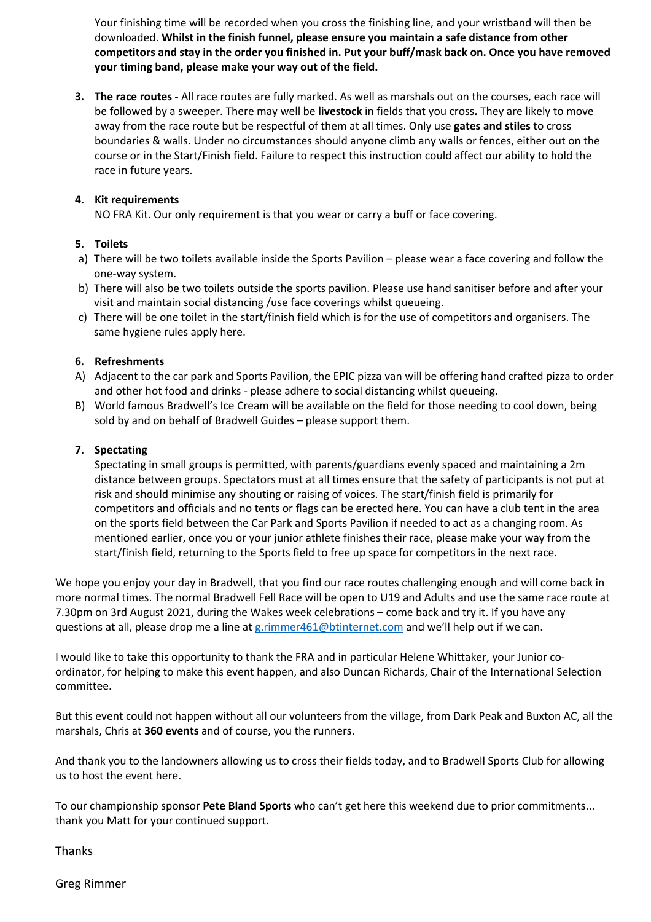Your finishing time will be recorded when you cross the finishing line, and your wristband will then be downloaded. **Whilst in the finish funnel, please ensure you maintain a safe distance from other competitors and stay in the order you finished in. Put your buff/mask back on. Once you have removed your timing band, please make your way out of the field.**

3. **The race routes -** All race routes are fully marked. As well as marshals out on the courses, each race will be followed by a sweeper. There may well be **livestock** in fields that you cross**.** They are likely to move away from the race route but be respectful of them at all times. Only use **gates and stiles** to cross boundaries & walls. Under no circumstances should anyone climb any walls or fences, either out on the course or in the Start/Finish field. Failure to respect this instruction could affect our ability to hold the race in future years.

4. **Kit requirements**
   NO FRA Kit. Our only requirement is that you wear or carry a buff or face covering.

5. **Toilets**
   a) There will be two toilets available inside the Sports Pavilion – please wear a face covering and follow the one-way system.
   b) There will also be two toilets outside the sports pavilion. Please use hand sanitiser before and after your visit and maintain social distancing /use face coverings whilst queueing.
   c) There will be one toilet in the start/finish field which is for the use of competitors and organisers. The same hygiene rules apply here.

6. **Refreshments**
   A) Adjacent to the car park and Sports Pavilion, the EPIC pizza van will be offering hand crafted pizza to order and other hot food and drinks - please adhere to social distancing whilst queueing.
   B) World famous Bradwell's Ice Cream will be available on the field for those needing to cool down, being sold by and on behalf of Bradwell Guides – please support them.

7. **Spectating**
   Spectating in small groups is permitted, with parents/guardians evenly spaced and maintaining a 2m distance between groups. Spectators must at all times ensure that the safety of participants is not put at risk and should minimise any shouting or raising of voices. The start/finish field is primarily for competitors and officials and no tents or flags can be erected here. You can have a club tent in the area on the sports field between the Car Park and Sports Pavilion if needed to act as a changing room. As mentioned earlier, once you or your junior athlete finishes their race, please make your way from the start/finish field, returning to the Sports field to free up space for competitors in the next race.

We hope you enjoy your day in Bradwell, that you find our race routes challenging enough and will come back in more normal times. The normal Bradwell Fell Race will be open to U19 and Adults and use the same race route at 7.30pm on 3rd August 2021, during the Wakes week celebrations – come back and try it. If you have any questions at all, please drop me a line at g.rimmer461@btinternet.com and we'll help out if we can.

I would like to take this opportunity to thank the FRA and in particular Helene Whittaker, your Junior co-ordinator, for helping to make this event happen, and also Duncan Richards, Chair of the International Selection committee.

But this event could not happen without all our volunteers from the village, from Dark Peak and Buxton AC, all the marshals, Chris at **360 events** and of course, you the runners.

And thank you to the landowners allowing us to cross their fields today, and to Bradwell Sports Club for allowing us to host the event here.

To our championship sponsor **Pete Bland Sports** who can't get here this weekend due to prior commitments... thank you Matt for your continued support.

Thanks

Greg Rimmer